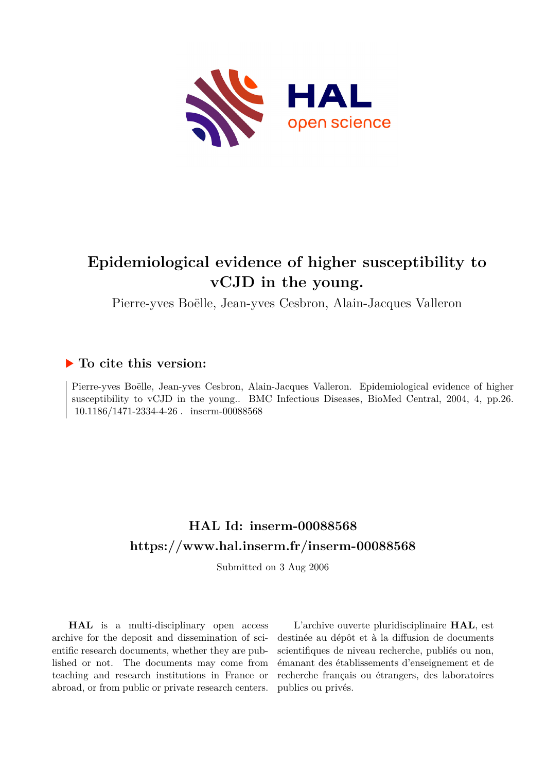# Epidemiological evidence of higher susceptibility to vCJD in the young.

Pierre-yves Boëlle, Jean-yves Cesbron, Alain-Jacques Valleron

## ▶ To cite this version:

Pierre-yves Boëlle, Jean-yves Cesbron, Alain-Jacques Valleron. Epidemiological evidence of higher susceptibility to vCJD in the young.. BMC Infectious Diseases, BioMed Central, 2004, 4, pp.26. 10.1186/1471-2334-4-26 . inserm-00088568

## HAL Id: inserm-00088568

## https://www.hal.inserm.fr/inserm-00088568

Submitted on 3 Aug 2006

**HAL** is a multi-disciplinary open access archive for the deposit and dissemination of scientific research documents, whether they are published or not. The documents may come from teaching and research institutions in France or abroad, or from public or private research centers.

L'archive ouverte pluridisciplinaire **HAL**, est destinée au dépôt et à la diffusion de documents scientifiques de niveau recherche, publiés ou non, émanant des établissements d'enseignement et de recherche français ou étrangers, des laboratoires publics ou privés.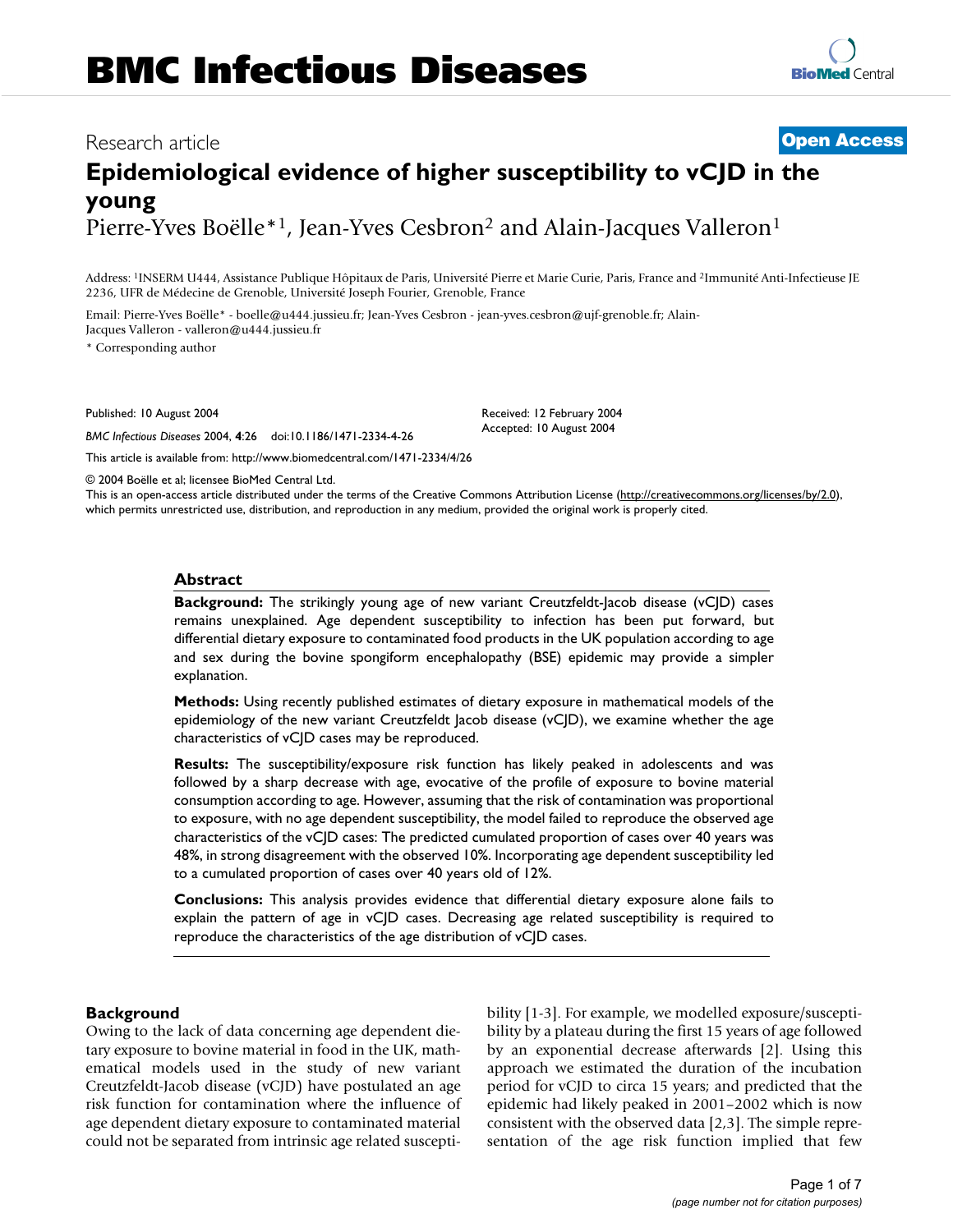# Epidemiological evidence of higher susceptibility to vCJD in the young

Pierre-Yves Boëlle*[1], Jean-Yves Cesbron[2] and Alain-Jacques Valleron[1]

Address: [1]INSERM U444, Assistance Publique Hôpitaux de Paris, Université Pierre et Marie Curie, Paris, France and [2]Immunité Anti-Infectieuse JE 2236, UFR de Médecine de Grenoble, Université Joseph Fourier, Grenoble, France

Email: Pierre-Yves Boëlle* - boelle@u444.jussieu.fr; Jean-Yves Cesbron - jean-yves.cesbron@ujf-grenoble.fr; Alain-Jacques Valleron - valleron@u444.jussieu.fr

\* Corresponding author

Research article — Open Access

Published: 10 August 2004

*BMC Infectious Diseases* 2004, **4**:26 doi:10.1186/1471-2334-4-26

Received: 12 February 2004
Accepted: 10 August 2004

This article is available from: http://www.biomedcentral.com/1471-2334/4/26

© 2004 Boëlle et al; licensee BioMed Central Ltd.
This is an open-access article distributed under the terms of the Creative Commons Attribution License (http://creativecommons.org/licenses/by/2.0), which permits unrestricted use, distribution, and reproduction in any medium, provided the original work is properly cited.

## Abstract

**Background:** The strikingly young age of new variant Creutzfeldt-Jacob disease (vCJD) cases remains unexplained. Age dependent susceptibility to infection has been put forward, but differential dietary exposure to contaminated food products in the UK population according to age and sex during the bovine spongiform encephalopathy (BSE) epidemic may provide a simpler explanation.

**Methods:** Using recently published estimates of dietary exposure in mathematical models of the epidemiology of the new variant Creutzfeldt Jacob disease (vCJD), we examine whether the age characteristics of vCJD cases may be reproduced.

**Results:** The susceptibility/exposure risk function has likely peaked in adolescents and was followed by a sharp decrease with age, evocative of the profile of exposure to bovine material consumption according to age. However, assuming that the risk of contamination was proportional to exposure, with no age dependent susceptibility, the model failed to reproduce the observed age characteristics of the vCJD cases: The predicted cumulated proportion of cases over 40 years was 48%, in strong disagreement with the observed 10%. Incorporating age dependent susceptibility led to a cumulated proportion of cases over 40 years old of 12%.

**Conclusions:** This analysis provides evidence that differential dietary exposure alone fails to explain the pattern of age in vCJD cases. Decreasing age related susceptibility is required to reproduce the characteristics of the age distribution of vCJD cases.

## Background

Owing to the lack of data concerning age dependent dietary exposure to bovine material in food in the UK, mathematical models used in the study of new variant Creutzfeldt-Jacob disease (vCJD) have postulated an age risk function for contamination where the influence of age dependent dietary exposure to contaminated material could not be separated from intrinsic age related susceptibility [1-3]. For example, we modelled exposure/susceptibility by a plateau during the first 15 years of age followed by an exponential decrease afterwards [2]. Using this approach we estimated the duration of the incubation period for vCJD to circa 15 years; and predicted that the epidemic had likely peaked in 2001–2002 which is now consistent with the observed data [2,3]. The simple representation of the age risk function implied that few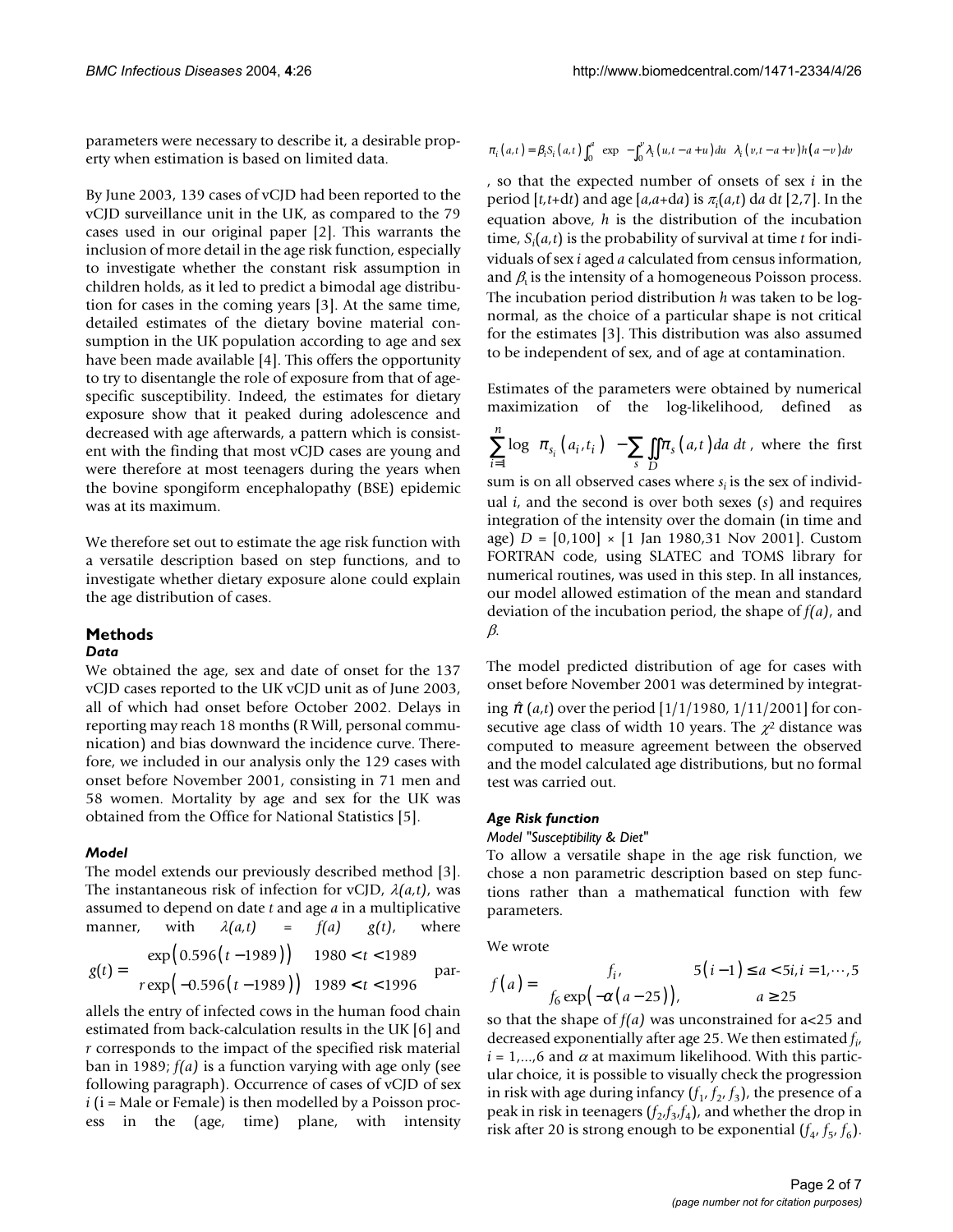parameters were necessary to describe it, a desirable property when estimation is based on limited data.

By June 2003, 139 cases of vCJD had been reported to the vCJD surveillance unit in the UK, as compared to the 79 cases used in our original paper [2]. This warrants the inclusion of more detail in the age risk function, especially to investigate whether the constant risk assumption in children holds, as it led to predict a bimodal age distribution for cases in the coming years [3]. At the same time, detailed estimates of the dietary bovine material consumption in the UK population according to age and sex have been made available [4]. This offers the opportunity to try to disentangle the role of exposure from that of age-specific susceptibility. Indeed, the estimates for dietary exposure show that it peaked during adolescence and decreased with age afterwards, a pattern which is consistent with the finding that most vCJD cases are young and were therefore at most teenagers during the years when the bovine spongiform encephalopathy (BSE) epidemic was at its maximum.

We therefore set out to estimate the age risk function with a versatile description based on step functions, and to investigate whether dietary exposure alone could explain the age distribution of cases.

## Methods

### *Data*

We obtained the age, sex and date of onset for the 137 vCJD cases reported to the UK vCJD unit as of June 2003, all of which had onset before October 2002. Delays in reporting may reach 18 months (R Will, personal communication) and bias downward the incidence curve. Therefore, we included in our analysis only the 129 cases with onset before November 2001, consisting in 71 men and 58 women. Mortality by age and sex for the UK was obtained from the Office for National Statistics [5].

### *Model*

The model extends our previously described method [3]. The instantaneous risk of infection for vCJD, $\lambda(a,t)$, was assumed to depend on date $t$ and age $a$ in a multiplicative manner, with $\lambda(a,t) = f(a)\ g(t)$, where

$$g(t) = \begin{cases} \exp\left(0.596\left(t-1989\right)\right) & 1980 < t < 1989 \\ r\exp\left(-0.596\left(t-1989\right)\right) & 1989 < t < 1996 \end{cases}$$

parallels the entry of infected cows in the human food chain estimated from back-calculation results in the UK [6] and $r$ corresponds to the impact of the specified risk material ban in 1989; $f(a)$ is a function varying with age only (see following paragraph). Occurrence of cases of vCJD of sex $i$ ($i$ = Male or Female) is then modelled by a Poisson process in the (age, time) plane, with intensity

$$\pi_i\left(a,t\right) = \beta_i S_i\left(a,t\right)\int_0^a \exp\left(-\int_0^v \lambda_i\left(u,t-a+u\right)du\right)\lambda_i\left(v,t-a+v\right)h\left(a-v\right)dv$$

, so that the expected number of onsets of sex $i$ in the period $[t,t+dt)$ and age $[a,a+da)$ is $\pi_i(a,t)\ da\ dt$ [2,7]. In the equation above, $h$ is the distribution of the incubation time, $S_i(a,t)$ is the probability of survival at time $t$ for individuals of sex $i$ aged $a$ calculated from census information, and $\beta_i$ is the intensity of a homogeneous Poisson process. The incubation period distribution $h$ was taken to be log-normal, as the choice of a particular shape is not critical for the estimates [3]. This distribution was also assumed to be independent of sex, and of age at contamination.

Estimates of the parameters were obtained by numerical maximization of the log-likelihood, defined as $\sum_{i=1}^{n}\log\left(\pi_{s_i}\left(a_i,t_i\right)\right) - \sum_s \iint_D \pi_s\left(a,t\right)da\ dt$, where the first sum is on all observed cases where $s_i$ is the sex of individual $i$, and the second is over both sexes ($s$) and requires integration of the intensity over the domain (in time and age) $D$ = [0,100] × [1 Jan 1980,31 Nov 2001]. Custom FORTRAN code, using SLATEC and TOMS library for numerical routines, was used in this step. In all instances, our model allowed estimation of the mean and standard deviation of the incubation period, the shape of $f(a)$, and $\beta$.

The model predicted distribution of age for cases with onset before November 2001 was determined by integrating $\hat{\pi}(a,t)$ over the period [1/1/1980, 1/11/2001] for consecutive age class of width 10 years. The $\chi^2$ distance was computed to measure agreement between the observed and the model calculated age distributions, but no formal test was carried out.

### *Age Risk function*

#### *Model "Susceptibility & Diet"*

To allow a versatile shape in the age risk function, we chose a non parametric description based on step functions rather than a mathematical function with few parameters.

We wrote

$$f\left(a\right) = \begin{cases} f_i, & 5\left(i-1\right) \le a < 5i, i = 1,\cdots,5 \\ f_6\exp\left(-\alpha\left(a-25\right)\right), & a \ge 25 \end{cases}$$

so that the shape of $f(a)$ was unconstrained for a<25 and decreased exponentially after age 25. We then estimated $f_i$, $i$ = 1,...,6 and $\alpha$ at maximum likelihood. With this particular choice, it is possible to visually check the progression in risk with age during infancy ($f_1$, $f_2$, $f_3$), the presence of a peak in risk in teenagers ($f_2$,$f_3$,$f_4$), and whether the drop in risk after 20 is strong enough to be exponential ($f_4$, $f_5$, $f_6$).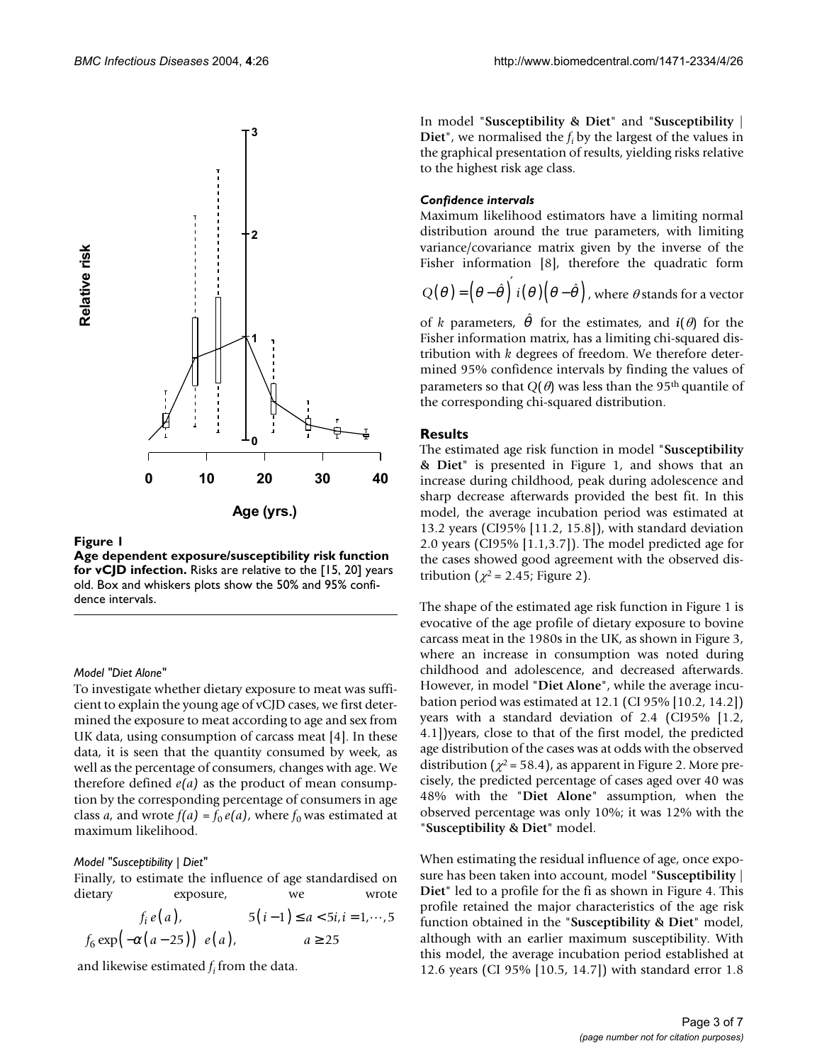**Figure 1**
**Age dependent exposure/susceptibility risk function for vCJD infection.** Risks are relative to the [15, 20] years old. Box and whiskers plots show the 50% and 95% confidence intervals.

*Model "Diet Alone"*

To investigate whether dietary exposure to meat was sufficient to explain the young age of vCJD cases, we first determined the exposure to meat according to age and sex from UK data, using consumption of carcass meat [4]. In these data, it is seen that the quantity consumed by week, as well as the percentage of consumers, changes with age. We therefore defined $e(a)$ as the product of mean consumption by the corresponding percentage of consumers in age class $a$, and wrote $f(a) = f_0 e(a)$, where $f_0$ was estimated at maximum likelihood.

*Model "Susceptibility | Diet"*

Finally, to estimate the influence of age standardised on dietary exposure, we wrote

$$
\begin{array}{ll}
f_i\, e(a), & 5(i-1) \le a < 5i, i = 1, \cdots, 5 \\
f_6 \exp\left(-\alpha(a-25)\right)\; e(a), & a \ge 25
\end{array}
$$

and likewise estimated $f_i$ from the data.

In model "**Susceptibility & Diet**" and "**Susceptibility | Diet**", we normalised the $f_i$ by the largest of the values in the graphical presentation of results, yielding risks relative to the highest risk age class.

*Confidence intervals*

Maximum likelihood estimators have a limiting normal distribution around the true parameters, with limiting variance/covariance matrix given by the inverse of the Fisher information [8], therefore the quadratic form $Q(\theta) = \left(\theta - \hat{\theta}\right)' i(\theta)\left(\theta - \hat{\theta}\right)$, where $\theta$ stands for a vector of $k$ parameters, $\hat{\theta}$ for the estimates, and $\boldsymbol{i}(\theta)$ for the Fisher information matrix, has a limiting chi-squared distribution with $k$ degrees of freedom. We therefore determined 95% confidence intervals by finding the values of parameters so that $Q(\theta)$ was less than the 95[th] quantile of the corresponding chi-squared distribution.

## Results

The estimated age risk function in model "**Susceptibility & Diet**" is presented in Figure 1, and shows that an increase during childhood, peak during adolescence and sharp decrease afterwards provided the best fit. In this model, the average incubation period was estimated at 13.2 years (CI95% [11.2, 15.8]), with standard deviation 2.0 years (CI95% [1.1,3.7]). The model predicted age for the cases showed good agreement with the observed distribution ($\chi^2$ = 2.45; Figure 2).

The shape of the estimated age risk function in Figure 1 is evocative of the age profile of dietary exposure to bovine carcass meat in the 1980s in the UK, as shown in Figure 3, where an increase in consumption was noted during childhood and adolescence, and decreased afterwards. However, in model "**Diet Alone**", while the average incubation period was estimated at 12.1 (CI 95% [10.2, 14.2]) years with a standard deviation of 2.4 (CI95% [1.2, 4.1])years, close to that of the first model, the predicted age distribution of the cases was at odds with the observed distribution ($\chi^2$ = 58.4), as apparent in Figure 2. More precisely, the predicted percentage of cases aged over 40 was 48% with the "**Diet Alone**" assumption, when the observed percentage was only 10%; it was 12% with the "**Susceptibility & Diet**" model.

When estimating the residual influence of age, once exposure has been taken into account, model "**Susceptibility | Diet**" led to a profile for the fi as shown in Figure 4. This profile retained the major characteristics of the age risk function obtained in the "**Susceptibility & Diet**" model, although with an earlier maximum susceptibility. With this model, the average incubation period established at 12.6 years (CI 95% [10.5, 14.7]) with standard error 1.8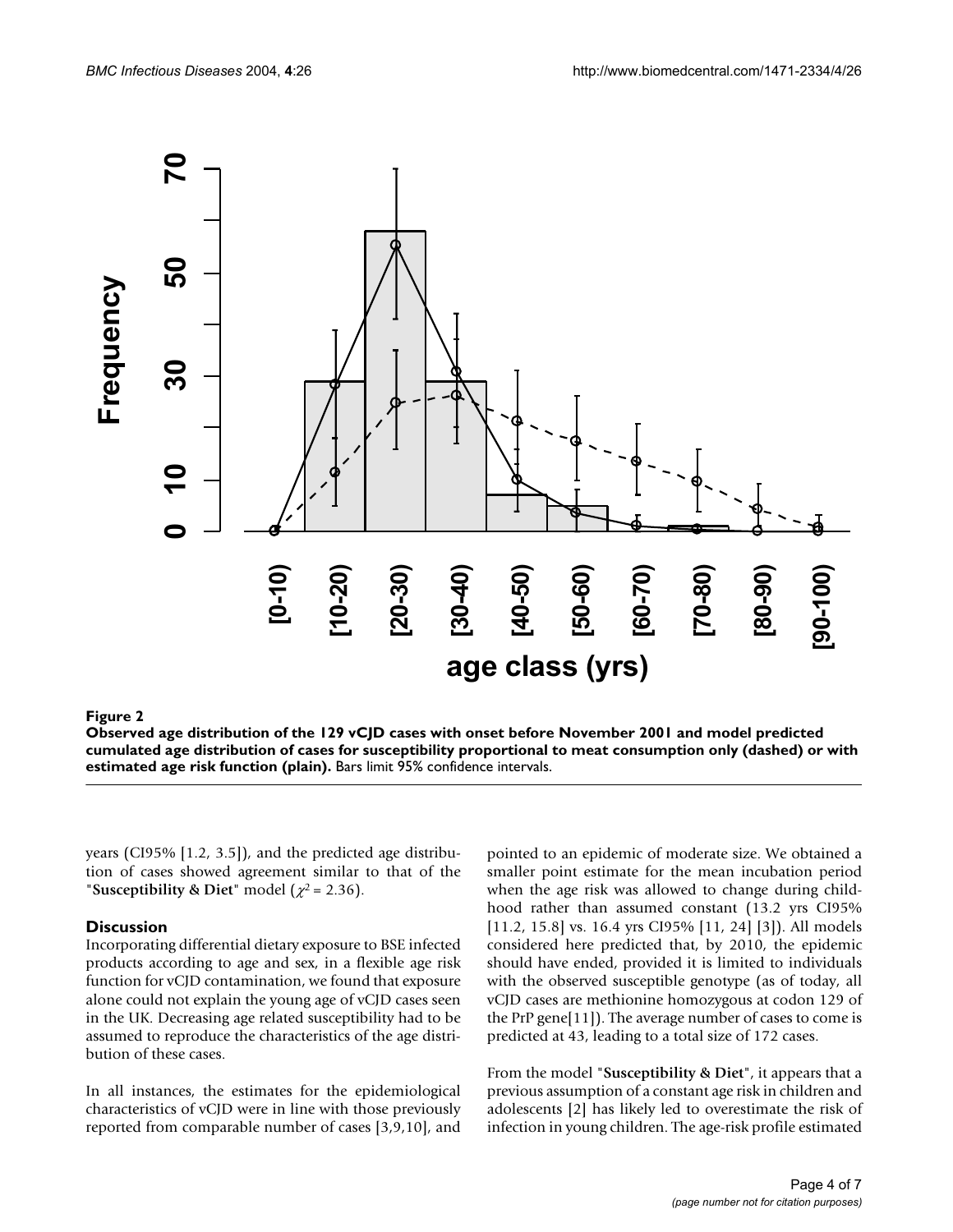**Figure 2**

**Observed age distribution of the 129 vCJD cases with onset before November 2001 and model predicted cumulated age distribution of cases for susceptibility proportional to meat consumption only (dashed) or with estimated age risk function (plain).** Bars limit 95% confidence intervals.

years (CI95% [1.2, 3.5]), and the predicted age distribution of cases showed agreement similar to that of the "**Susceptibility & Diet**" model ($\chi^2 = 2.36$).

## Discussion

Incorporating differential dietary exposure to BSE infected products according to age and sex, in a flexible age risk function for vCJD contamination, we found that exposure alone could not explain the young age of vCJD cases seen in the UK. Decreasing age related susceptibility had to be assumed to reproduce the characteristics of the age distribution of these cases.

In all instances, the estimates for the epidemiological characteristics of vCJD were in line with those previously reported from comparable number of cases [3,9,10], and pointed to an epidemic of moderate size. We obtained a smaller point estimate for the mean incubation period when the age risk was allowed to change during childhood rather than assumed constant (13.2 yrs CI95% [11.2, 15.8] vs. 16.4 yrs CI95% [11, 24] [3]). All models considered here predicted that, by 2010, the epidemic should have ended, provided it is limited to individuals with the observed susceptible genotype (as of today, all vCJD cases are methionine homozygous at codon 129 of the PrP gene[11]). The average number of cases to come is predicted at 43, leading to a total size of 172 cases.

From the model "**Susceptibility & Diet**", it appears that a previous assumption of a constant age risk in children and adolescents [2] has likely led to overestimate the risk of infection in young children. The age-risk profile estimated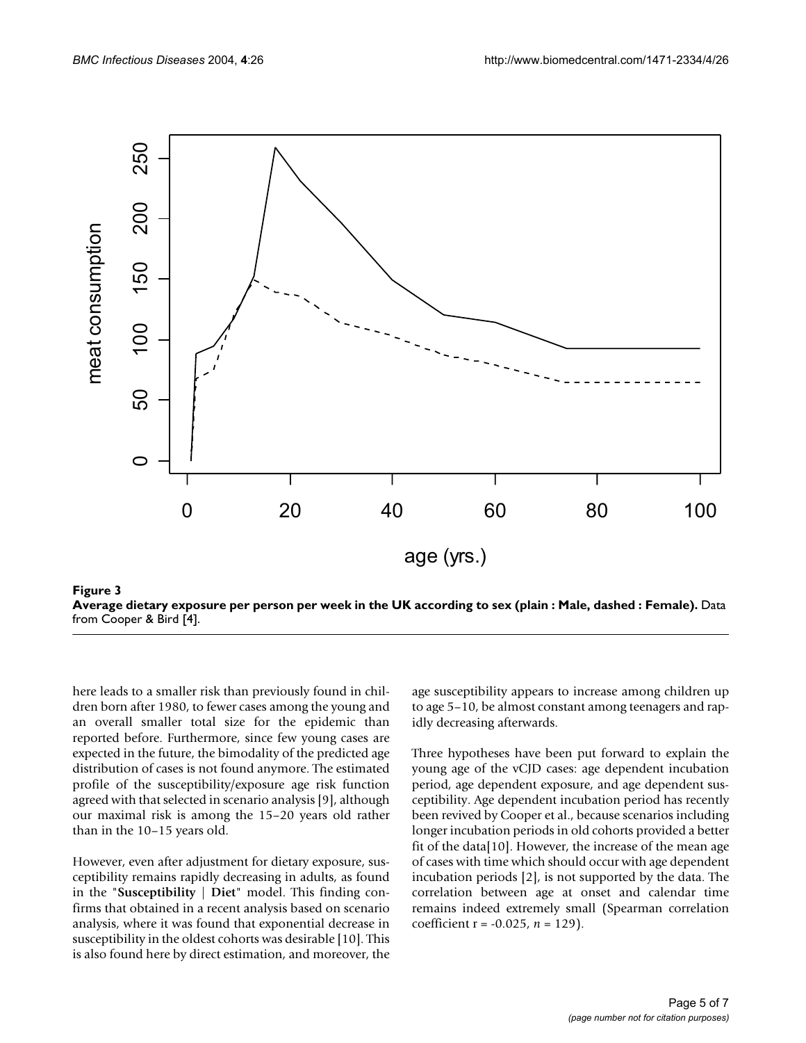**Figure 3**
**Average dietary exposure per person per week in the UK according to sex (plain : Male, dashed : Female).** Data from Cooper & Bird [4].

here leads to a smaller risk than previously found in children born after 1980, to fewer cases among the young and an overall smaller total size for the epidemic than reported before. Furthermore, since few young cases are expected in the future, the bimodality of the predicted age distribution of cases is not found anymore. The estimated profile of the susceptibility/exposure age risk function agreed with that selected in scenario analysis [9], although our maximal risk is among the 15–20 years old rather than in the 10–15 years old.

However, even after adjustment for dietary exposure, susceptibility remains rapidly decreasing in adults, as found in the "**Susceptibility** | **Diet**" model. This finding confirms that obtained in a recent analysis based on scenario analysis, where it was found that exponential decrease in susceptibility in the oldest cohorts was desirable [10]. This is also found here by direct estimation, and moreover, the age susceptibility appears to increase among children up to age 5–10, be almost constant among teenagers and rapidly decreasing afterwards.

Three hypotheses have been put forward to explain the young age of the vCJD cases: age dependent incubation period, age dependent exposure, and age dependent susceptibility. Age dependent incubation period has recently been revived by Cooper et al., because scenarios including longer incubation periods in old cohorts provided a better fit of the data[10]. However, the increase of the mean age of cases with time which should occur with age dependent incubation periods [2], is not supported by the data. The correlation between age at onset and calendar time remains indeed extremely small (Spearman correlation coefficient $r = -0.025$, $n = 129$).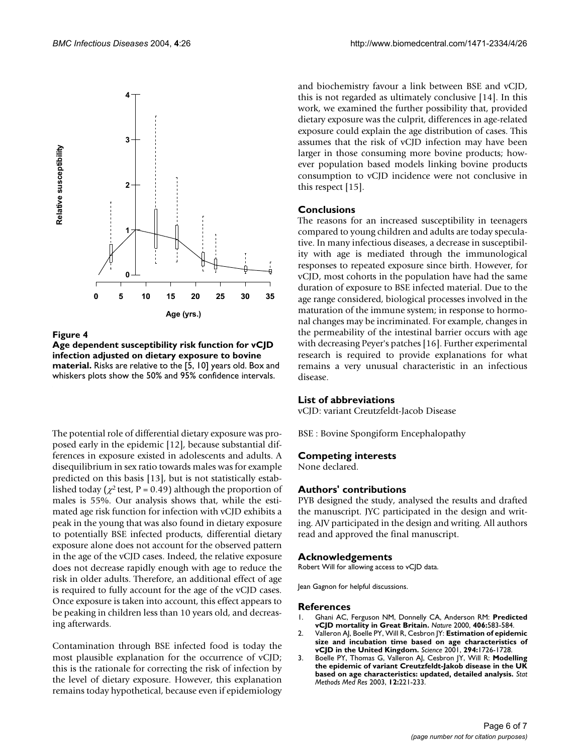**Figure 4**

**Age dependent susceptibility risk function for vCJD infection adjusted on dietary exposure to bovine material.** Risks are relative to the [5, 10] years old. Box and whiskers plots show the 50% and 95% confidence intervals.

The potential role of differential dietary exposure was proposed early in the epidemic [12], because substantial differences in exposure existed in adolescents and adults. A disequilibrium in sex ratio towards males was for example predicted on this basis [13], but is not statistically established today ($\chi^2$ test, P = 0.49) although the proportion of males is 55%. Our analysis shows that, while the estimated age risk function for infection with vCJD exhibits a peak in the young that was also found in dietary exposure to potentially BSE infected products, differential dietary exposure alone does not account for the observed pattern in the age of the vCJD cases. Indeed, the relative exposure does not decrease rapidly enough with age to reduce the risk in older adults. Therefore, an additional effect of age is required to fully account for the age of the vCJD cases. Once exposure is taken into account, this effect appears to be peaking in children less than 10 years old, and decreasing afterwards.

Contamination through BSE infected food is today the most plausible explanation for the occurrence of vCJD; this is the rationale for correcting the risk of infection by the level of dietary exposure. However, this explanation remains today hypothetical, because even if epidemiology and biochemistry favour a link between BSE and vCJD, this is not regarded as ultimately conclusive [14]. In this work, we examined the further possibility that, provided dietary exposure was the culprit, differences in age-related exposure could explain the age distribution of cases. This assumes that the risk of vCJD infection may have been larger in those consuming more bovine products; however population based models linking bovine products consumption to vCJD incidence were not conclusive in this respect [15].

## Conclusions

The reasons for an increased susceptibility in teenagers compared to young children and adults are today speculative. In many infectious diseases, a decrease in susceptibility with age is mediated through the immunological responses to repeated exposure since birth. However, for vCJD, most cohorts in the population have had the same duration of exposure to BSE infected material. Due to the age range considered, biological processes involved in the maturation of the immune system; in response to hormonal changes may be incriminated. For example, changes in the permeability of the intestinal barrier occurs with age with decreasing Peyer's patches [16]. Further experimental research is required to provide explanations for what remains a very unusual characteristic in an infectious disease.

## List of abbreviations

vCJD: variant Creutzfeldt-Jacob Disease

BSE : Bovine Spongiform Encephalopathy

## Competing interests

None declared.

## Authors' contributions

PYB designed the study, analysed the results and drafted the manuscript. JYC participated in the design and writing. AJV participated in the design and writing. All authors read and approved the final manuscript.

## Acknowledgements

Robert Will for allowing access to vCJD data.

Jean Gagnon for helpful discussions.

## References

1. Ghani AC, Ferguson NM, Donnelly CA, Anderson RM: **Predicted vCJD mortality in Great Britain.** *Nature* 2000, **406:**583-584.
2. Valleron AJ, Boelle PY, Will R, Cesbron JY: **Estimation of epidemic size and incubation time based on age characteristics of vCJD in the United Kingdom.** *Science* 2001, **294:**1726-1728.
3. Boelle PY, Thomas G, Valleron AJ, Cesbron JY, Will R: **Modelling the epidemic of variant Creutzfeldt-Jakob disease in the UK based on age characteristics: updated, detailed analysis.** *Stat Methods Med Res* 2003, **12:**221-233.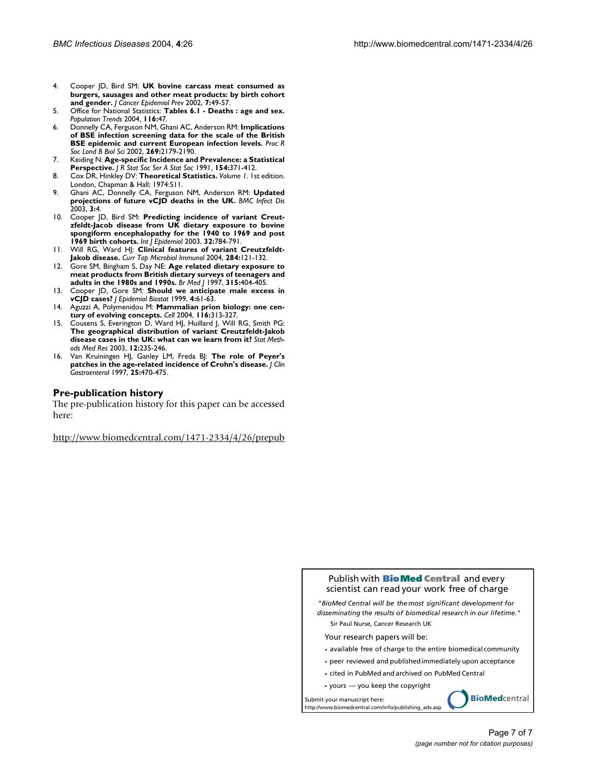4. Cooper JD, Bird SM: **UK bovine carcass meat consumed as burgers, sausages and other meat products: by birth cohort and gender.** *J Cancer Epidemiol Prev* 2002, **7:**49-57.
5. Office for National Statistics: **Tables 6.1 - Deaths : age and sex.** *Population Trends* 2004, **116:**47.
6. Donnelly CA, Ferguson NM, Ghani AC, Anderson RM: **Implications of BSE infection screening data for the scale of the British BSE epidemic and current European infection levels.** *Proc R Soc Lond B Biol Sci* 2002, **269:**2179-2190.
7. Keiding N: **Age-specific Incidence and Prevalence: a Statistical Perspective.** *J R Stat Soc Ser A Stat Soc* 1991, **154:**371-412.
8. Cox DR, Hinkley DV: **Theoretical Statistics.** *Volume 1*. 1st edition. London, Chapman & Hall; 1974:511.
9. Ghani AC, Donnelly CA, Ferguson NM, Anderson RM: **Updated projections of future vCJD deaths in the UK.** *BMC Infect Dis* 2003, **3:**4.
10. Cooper JD, Bird SM: **Predicting incidence of variant Creutzfeldt-Jacob disease from UK dietary exposure to bovine spongiform encephalopathy for the 1940 to 1969 and post 1969 birth cohorts.** *Int J Epidemiol* 2003, **32:**784-791.
11. Will RG, Ward HJ: **Clinical features of variant Creutzfeldt-Jakob disease.** *Curr Top Microbiol Immunol* 2004, **284:**121-132.
12. Gore SM, Bingham S, Day NE: **Age related dietary exposure to meat products from British dietary surveys of teenagers and adults in the 1980s and 1990s.** *Br Med J* 1997, **315:**404-405.
13. Cooper JD, Gore SM: **Should we anticipate male excess in vCJD cases?** *J Epidemiol Biostat* 1999, **4:**61-63.
14. Aguzzi A, Polymenidou M: **Mammalian prion biology: one century of evolving concepts.** *Cell* 2004, **116:**313-327.
15. Cousens S, Everington D, Ward HJ, Huillard J, Will RG, Smith PG: **The geographical distribution of variant Creutzfeldt-Jakob disease cases in the UK: what can we learn from it?** *Stat Methods Med Res* 2003, **12:**235-246.
16. Van Kruiningen HJ, Ganley LM, Freda BJ: **The role of Peyer's patches in the age-related incidence of Crohn's disease.** *J Clin Gastroenterol* 1997, **25:**470-475.

## Pre-publication history

The pre-publication history for this paper can be accessed here:

http://www.biomedcentral.com/1471-2334/4/26/prepub

Publish with **BioMed Central** and every scientist can read your work free of charge

*"BioMed Central will be the most significant development for disseminating the results of biomedical research in our lifetime."*

Sir Paul Nurse, Cancer Research UK

Your research papers will be:

- available free of charge to the entire biomedical community
- peer reviewed and published immediately upon acceptance
- cited in PubMed and archived on PubMed Central
- yours — you keep the copyright

Submit your manuscript here:
http://www.biomedcentral.com/info/publishing_adv.asp

BioMedcentral